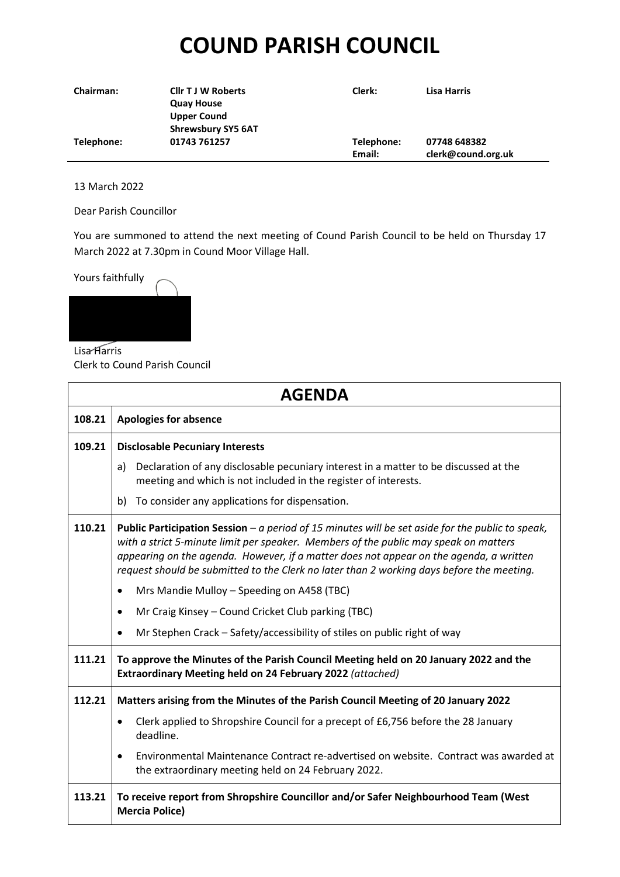# COUND PARISH COUNCIL

| **Chairman:** | **Cllr T J W Roberts**<br>**Quay House**<br>**Upper Cound**<br>**Shrewsbury SY5 6AT** | **Clerk:** | **Lisa Harris** |
|---|---|---|---|
| **Telephone:** | **01743 761257** | **Telephone:**<br>**Email:** | **07748 648382**<br>**clerk@cound.org.uk** |

13 March 2022

Dear Parish Councillor

You are summoned to attend the next meeting of Cound Parish Council to be held on Thursday 17 March 2022 at 7.30pm in Cound Moor Village Hall.

Yours faithfully

Lisa Harris
Clerk to Cound Parish Council

## AGENDA

| | |
|---|---|
| **108.21** | **Apologies for absence** |
| **109.21** | **Disclosable Pecuniary Interests**<br>a) Declaration of any disclosable pecuniary interest in a matter to be discussed at the meeting and which is not included in the register of interests.<br>b) To consider any applications for dispensation. |
| **110.21** | **Public Participation Session** – *a period of 15 minutes will be set aside for the public to speak, with a strict 5-minute limit per speaker. Members of the public may speak on matters appearing on the agenda. However, if a matter does not appear on the agenda, a written request should be submitted to the Clerk no later than 2 working days before the meeting.*<br>• Mrs Mandie Mulloy – Speeding on A458 (TBC)<br>• Mr Craig Kinsey – Cound Cricket Club parking (TBC)<br>• Mr Stephen Crack – Safety/accessibility of stiles on public right of way |
| **111.21** | **To approve the Minutes of the Parish Council Meeting held on 20 January 2022 and the Extraordinary Meeting held on 24 February 2022** *(attached)* |
| **112.21** | **Matters arising from the Minutes of the Parish Council Meeting of 20 January 2022**<br>• Clerk applied to Shropshire Council for a precept of £6,756 before the 28 January deadline.<br>• Environmental Maintenance Contract re-advertised on website. Contract was awarded at the extraordinary meeting held on 24 February 2022. |
| **113.21** | **To receive report from Shropshire Councillor and/or Safer Neighbourhood Team (West Mercia Police)** |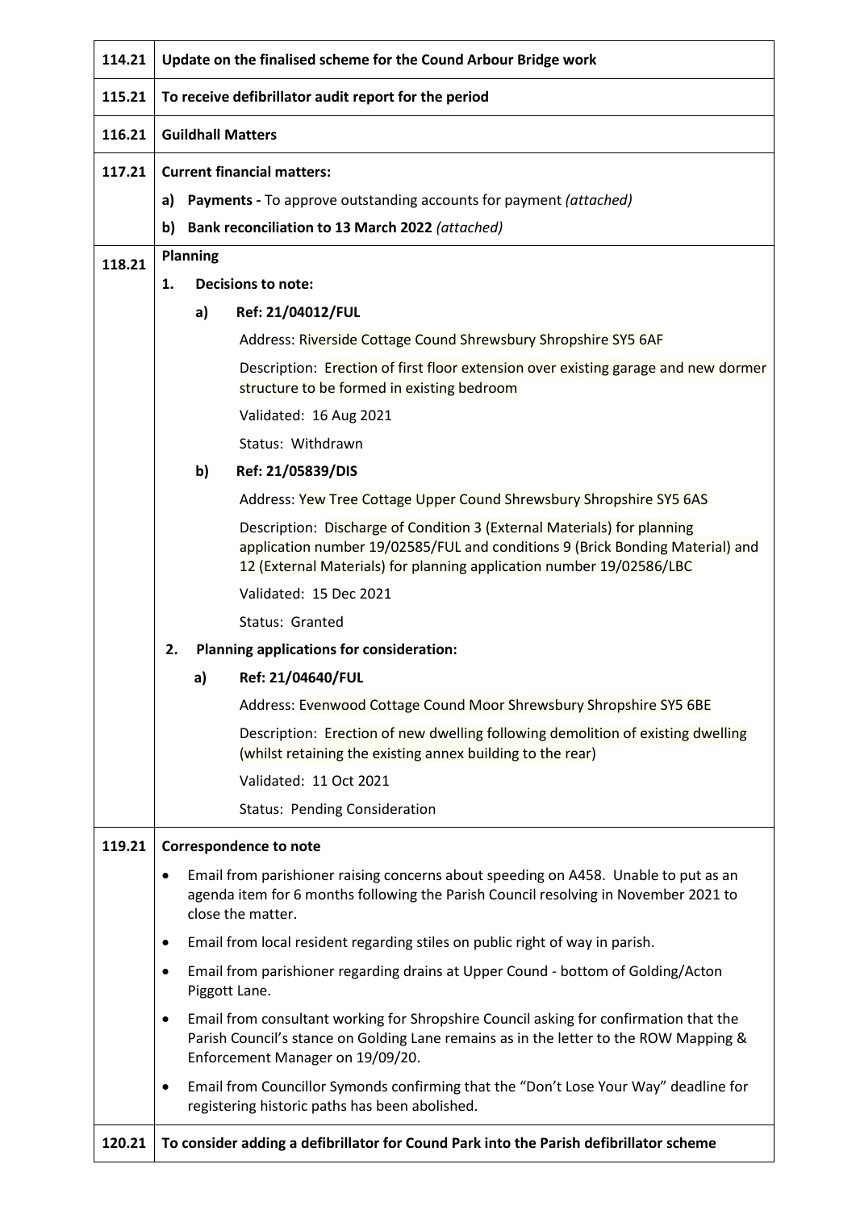| | |
|---|---|
| **114.21** | **Update on the finalised scheme for the Cound Arbour Bridge work** |
| **115.21** | **To receive defibrillator audit report for the period** |
| **116.21** | **Guildhall Matters** |
| **117.21** | **Current financial matters:**<br>a) **Payments -** To approve outstanding accounts for payment *(attached)*<br>b) **Bank reconciliation to 13 March 2022** *(attached)* |
| **118.21** | **Planning**<br>1. **Decisions to note:**<br>a) **Ref: 21/04012/FUL**<br>Address: Riverside Cottage Cound Shrewsbury Shropshire SY5 6AF<br>Description: Erection of first floor extension over existing garage and new dormer structure to be formed in existing bedroom<br>Validated: 16 Aug 2021<br>Status: Withdrawn<br>b) **Ref: 21/05839/DIS**<br>Address: Yew Tree Cottage Upper Cound Shrewsbury Shropshire SY5 6AS<br>Description: Discharge of Condition 3 (External Materials) for planning application number 19/02585/FUL and conditions 9 (Brick Bonding Material) and 12 (External Materials) for planning application number 19/02586/LBC<br>Validated: 15 Dec 2021<br>Status: Granted<br>2. **Planning applications for consideration:**<br>a) **Ref: 21/04640/FUL**<br>Address: Evenwood Cottage Cound Moor Shrewsbury Shropshire SY5 6BE<br>Description: Erection of new dwelling following demolition of existing dwelling (whilst retaining the existing annex building to the rear)<br>Validated: 11 Oct 2021<br>Status: Pending Consideration |
| **119.21** | **Correspondence to note**<br>• Email from parishioner raising concerns about speeding on A458. Unable to put as an agenda item for 6 months following the Parish Council resolving in November 2021 to close the matter.<br>• Email from local resident regarding stiles on public right of way in parish.<br>• Email from parishioner regarding drains at Upper Cound - bottom of Golding/Acton Piggott Lane.<br>• Email from consultant working for Shropshire Council asking for confirmation that the Parish Council's stance on Golding Lane remains as in the letter to the ROW Mapping & Enforcement Manager on 19/09/20.<br>• Email from Councillor Symonds confirming that the "Don't Lose Your Way" deadline for registering historic paths has been abolished. |
| **120.21** | **To consider adding a defibrillator for Cound Park into the Parish defibrillator scheme** |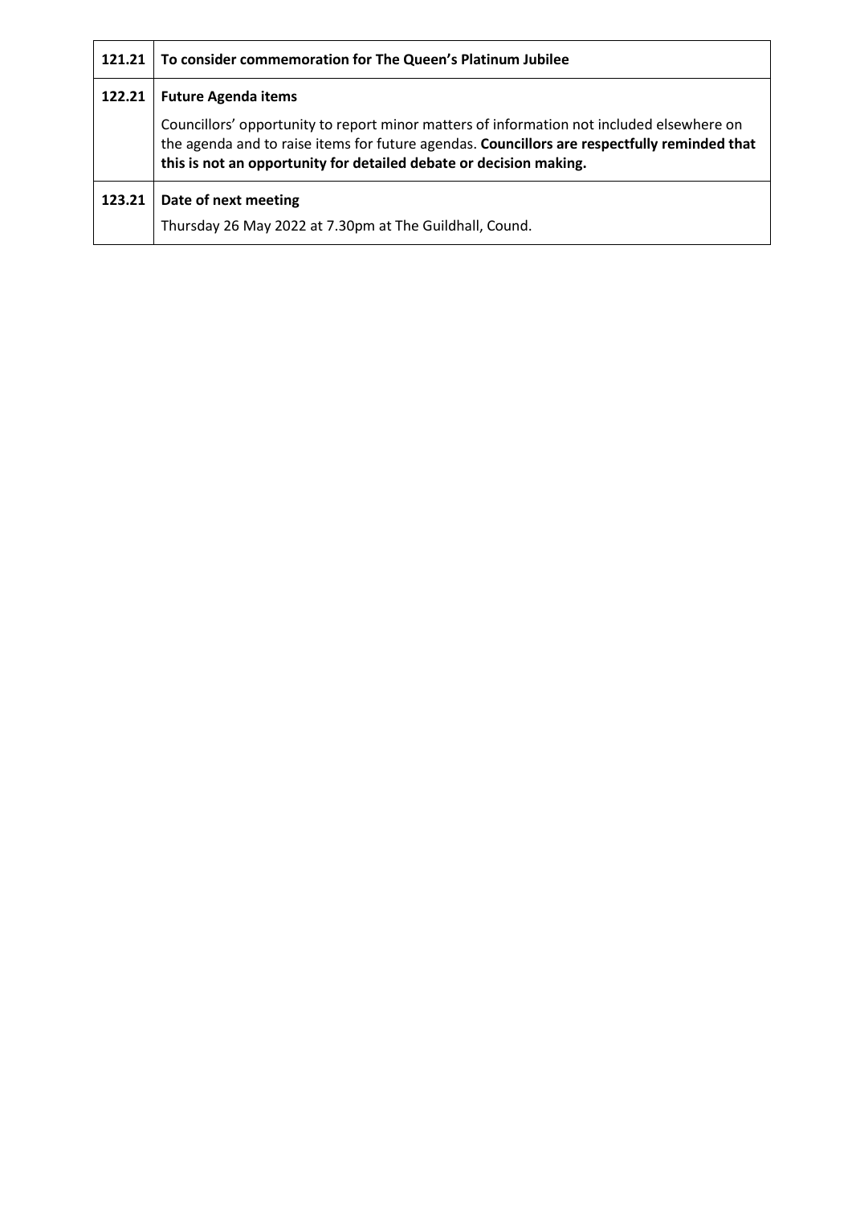| | |
|---|---|
| **121.21** | **To consider commemoration for The Queen's Platinum Jubilee** |
| **122.21** | **Future Agenda items**<br><br>Councillors' opportunity to report minor matters of information not included elsewhere on the agenda and to raise items for future agendas. **Councillors are respectfully reminded that this is not an opportunity for detailed debate or decision making.** |
| **123.21** | **Date of next meeting**<br><br>Thursday 26 May 2022 at 7.30pm at The Guildhall, Cound. |